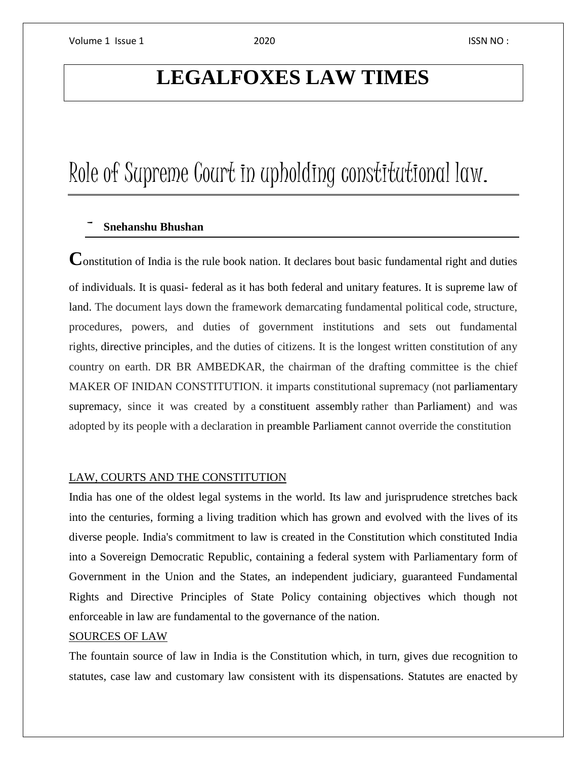# LEGALFOXES LAW TIMES

# Role of Supreme Court in upholding constitutional law.

- **Snehanshu Bhushan**

**C**onstitution of India is the rule book nation. It declares bout basic fundamental right and duties of individuals. It is quasi- federal as it has both federal and unitary features. It is supreme law of land. The document lays down the framework demarcating fundamental political code, structure, procedures, powers, and duties of government institutions and sets out fundamental rights, directive principles, and the duties of citizens. It is the longest written constitution of any country on earth. DR BR AMBEDKAR, the chairman of the drafting committee is the chief MAKER OF INIDAN CONSTITUTION. it imparts constitutional supremacy (not parliamentary supremacy, since it was created by a constituent assembly rather than Parliament) and was adopted by its people with a declaration in preamble Parliament cannot override the constitution

## LAW, COURTS AND THE CONSTITUTION

India has one of the oldest legal systems in the world. Its law and jurisprudence stretches back into the centuries, forming a living tradition which has grown and evolved with the lives of its diverse people. India's commitment to law is created in the Constitution which constituted India into a Sovereign Democratic Republic, containing a federal system with Parliamentary form of Government in the Union and the States, an independent judiciary, guaranteed Fundamental Rights and Directive Principles of State Policy containing objectives which though not enforceable in law are fundamental to the governance of the nation.

## SOURCES OF LAW

The fountain source of law in India is the Constitution which, in turn, gives due recognition to statutes, case law and customary law consistent with its dispensations. Statutes are enacted by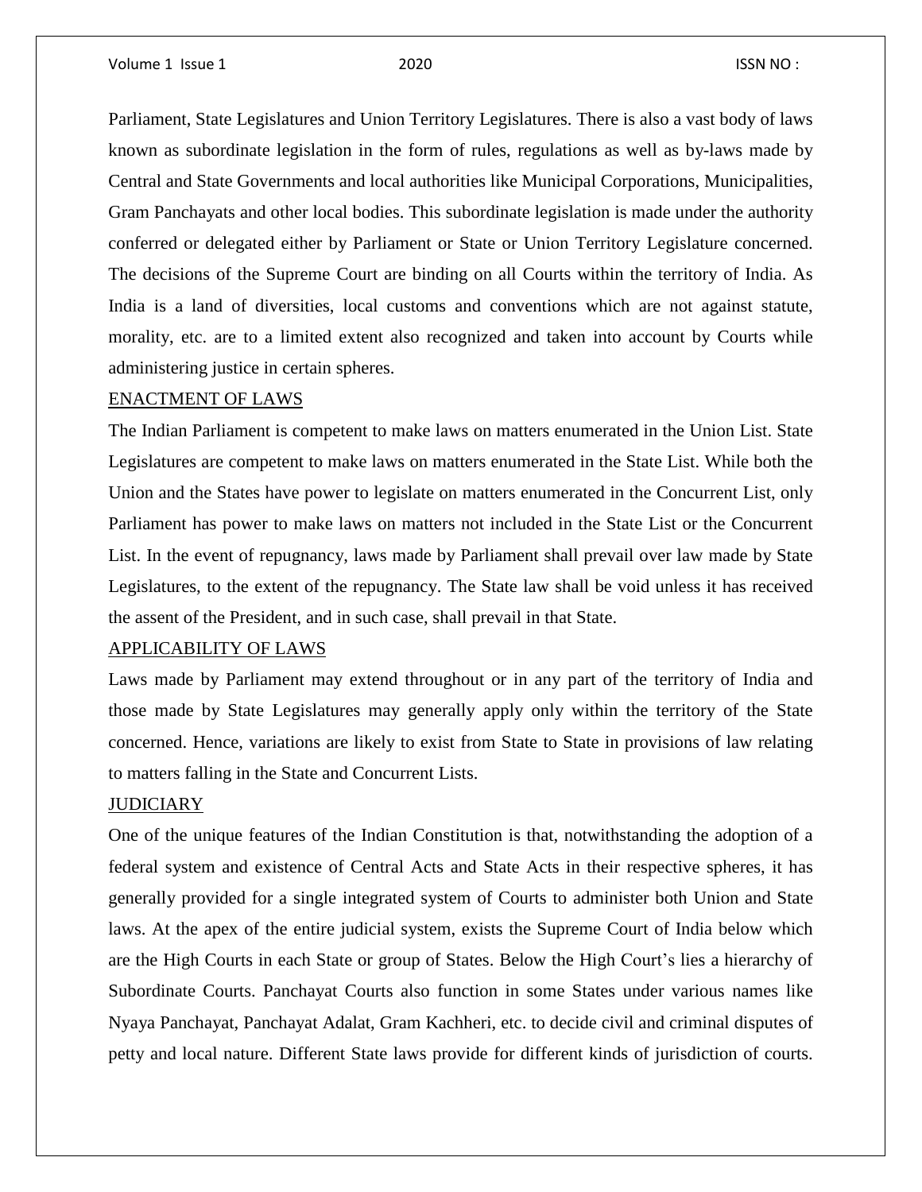Parliament, State Legislatures and Union Territory Legislatures. There is also a vast body of laws known as subordinate legislation in the form of rules, regulations as well as by-laws made by Central and State Governments and local authorities like Municipal Corporations, Municipalities, Gram Panchayats and other local bodies. This subordinate legislation is made under the authority conferred or delegated either by Parliament or State or Union Territory Legislature concerned. The decisions of the Supreme Court are binding on all Courts within the territory of India. As India is a land of diversities, local customs and conventions which are not against statute, morality, etc. are to a limited extent also recognized and taken into account by Courts while administering justice in certain spheres.

## ENACTMENT OF LAWS

The Indian Parliament is competent to make laws on matters enumerated in the Union List. State Legislatures are competent to make laws on matters enumerated in the State List. While both the Union and the States have power to legislate on matters enumerated in the Concurrent List, only Parliament has power to make laws on matters not included in the State List or the Concurrent List. In the event of repugnancy, laws made by Parliament shall prevail over law made by State Legislatures, to the extent of the repugnancy. The State law shall be void unless it has received the assent of the President, and in such case, shall prevail in that State.

## APPLICABILITY OF LAWS

Laws made by Parliament may extend throughout or in any part of the territory of India and those made by State Legislatures may generally apply only within the territory of the State concerned. Hence, variations are likely to exist from State to State in provisions of law relating to matters falling in the State and Concurrent Lists.

## JUDICIARY

One of the unique features of the Indian Constitution is that, notwithstanding the adoption of a federal system and existence of Central Acts and State Acts in their respective spheres, it has generally provided for a single integrated system of Courts to administer both Union and State laws. At the apex of the entire judicial system, exists the Supreme Court of India below which are the High Courts in each State or group of States. Below the High Court's lies a hierarchy of Subordinate Courts. Panchayat Courts also function in some States under various names like Nyaya Panchayat, Panchayat Adalat, Gram Kachheri, etc. to decide civil and criminal disputes of petty and local nature. Different State laws provide for different kinds of jurisdiction of courts.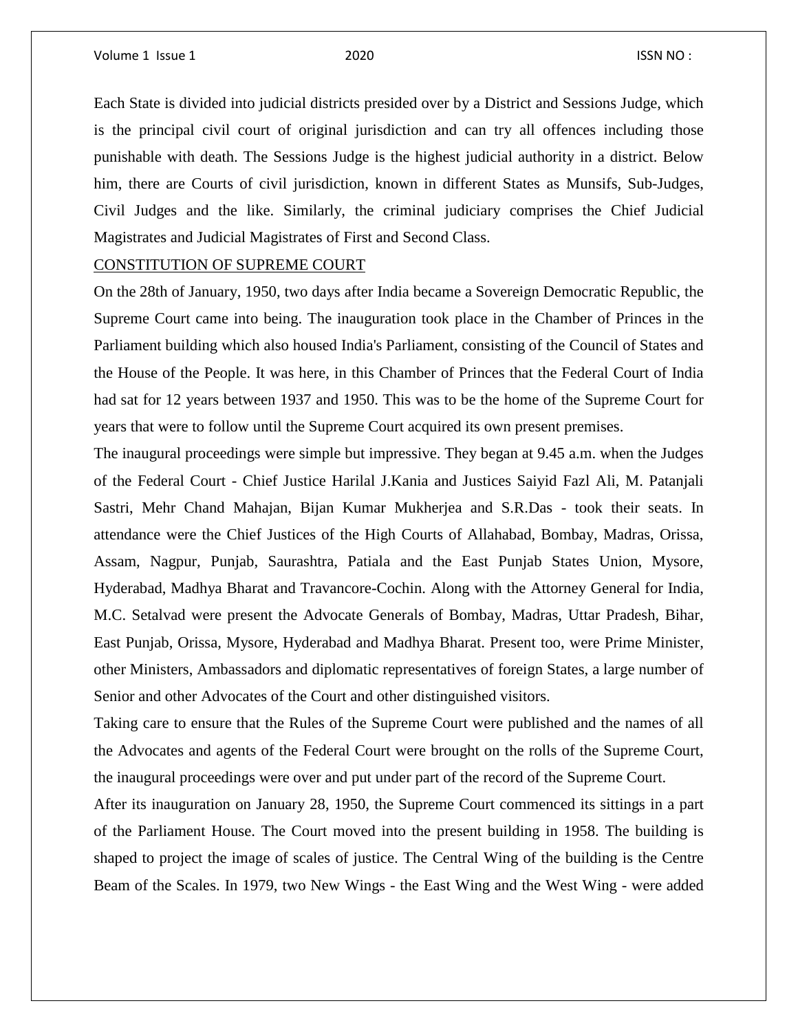Each State is divided into judicial districts presided over by a District and Sessions Judge, which is the principal civil court of original jurisdiction and can try all offences including those punishable with death. The Sessions Judge is the highest judicial authority in a district. Below him, there are Courts of civil jurisdiction, known in different States as Munsifs, Sub-Judges, Civil Judges and the like. Similarly, the criminal judiciary comprises the Chief Judicial Magistrates and Judicial Magistrates of First and Second Class.

## CONSTITUTION OF SUPREME COURT

On the 28th of January, 1950, two days after India became a Sovereign Democratic Republic, the Supreme Court came into being. The inauguration took place in the Chamber of Princes in the Parliament building which also housed India's Parliament, consisting of the Council of States and the House of the People. It was here, in this Chamber of Princes that the Federal Court of India had sat for 12 years between 1937 and 1950. This was to be the home of the Supreme Court for years that were to follow until the Supreme Court acquired its own present premises.

The inaugural proceedings were simple but impressive. They began at 9.45 a.m. when the Judges of the Federal Court - Chief Justice Harilal J.Kania and Justices Saiyid Fazl Ali, M. Patanjali Sastri, Mehr Chand Mahajan, Bijan Kumar Mukherjea and S.R.Das - took their seats. In attendance were the Chief Justices of the High Courts of Allahabad, Bombay, Madras, Orissa, Assam, Nagpur, Punjab, Saurashtra, Patiala and the East Punjab States Union, Mysore, Hyderabad, Madhya Bharat and Travancore-Cochin. Along with the Attorney General for India, M.C. Setalvad were present the Advocate Generals of Bombay, Madras, Uttar Pradesh, Bihar, East Punjab, Orissa, Mysore, Hyderabad and Madhya Bharat. Present too, were Prime Minister, other Ministers, Ambassadors and diplomatic representatives of foreign States, a large number of Senior and other Advocates of the Court and other distinguished visitors.

Taking care to ensure that the Rules of the Supreme Court were published and the names of all the Advocates and agents of the Federal Court were brought on the rolls of the Supreme Court, the inaugural proceedings were over and put under part of the record of the Supreme Court.

After its inauguration on January 28, 1950, the Supreme Court commenced its sittings in a part of the Parliament House. The Court moved into the present building in 1958. The building is shaped to project the image of scales of justice. The Central Wing of the building is the Centre Beam of the Scales. In 1979, two New Wings - the East Wing and the West Wing - were added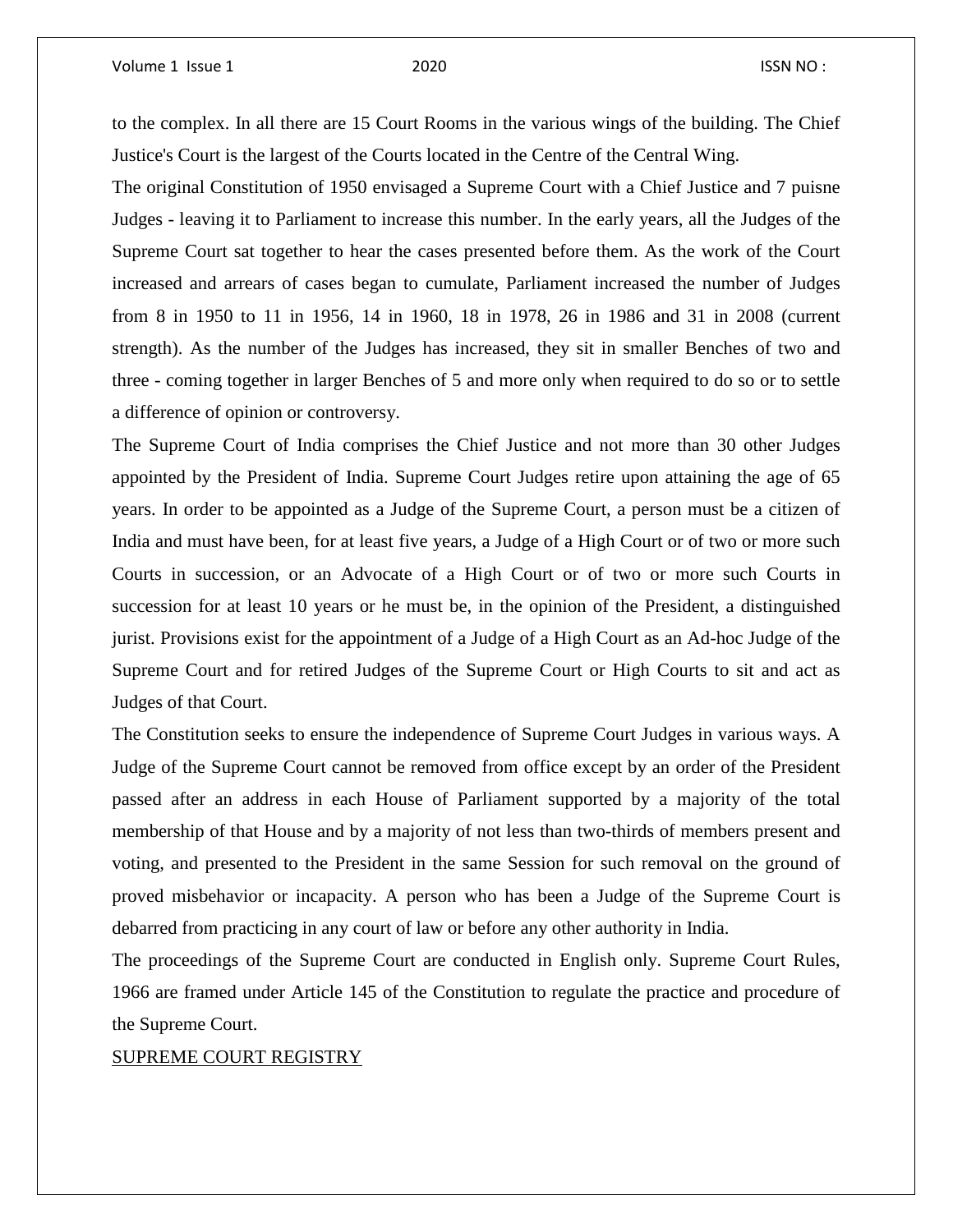to the complex. In all there are 15 Court Rooms in the various wings of the building. The Chief Justice's Court is the largest of the Courts located in the Centre of the Central Wing.

The original Constitution of 1950 envisaged a Supreme Court with a Chief Justice and 7 puisne Judges - leaving it to Parliament to increase this number. In the early years, all the Judges of the Supreme Court sat together to hear the cases presented before them. As the work of the Court increased and arrears of cases began to cumulate, Parliament increased the number of Judges from 8 in 1950 to 11 in 1956, 14 in 1960, 18 in 1978, 26 in 1986 and 31 in 2008 (current strength). As the number of the Judges has increased, they sit in smaller Benches of two and three - coming together in larger Benches of 5 and more only when required to do so or to settle a difference of opinion or controversy.

The Supreme Court of India comprises the Chief Justice and not more than 30 other Judges appointed by the President of India. Supreme Court Judges retire upon attaining the age of 65 years. In order to be appointed as a Judge of the Supreme Court, a person must be a citizen of India and must have been, for at least five years, a Judge of a High Court or of two or more such Courts in succession, or an Advocate of a High Court or of two or more such Courts in succession for at least 10 years or he must be, in the opinion of the President, a distinguished jurist. Provisions exist for the appointment of a Judge of a High Court as an Ad-hoc Judge of the Supreme Court and for retired Judges of the Supreme Court or High Courts to sit and act as Judges of that Court.

The Constitution seeks to ensure the independence of Supreme Court Judges in various ways. A Judge of the Supreme Court cannot be removed from office except by an order of the President passed after an address in each House of Parliament supported by a majority of the total membership of that House and by a majority of not less than two-thirds of members present and voting, and presented to the President in the same Session for such removal on the ground of proved misbehavior or incapacity. A person who has been a Judge of the Supreme Court is debarred from practicing in any court of law or before any other authority in India.

The proceedings of the Supreme Court are conducted in English only. Supreme Court Rules, 1966 are framed under Article 145 of the Constitution to regulate the practice and procedure of the Supreme Court.

SUPREME COURT REGISTRY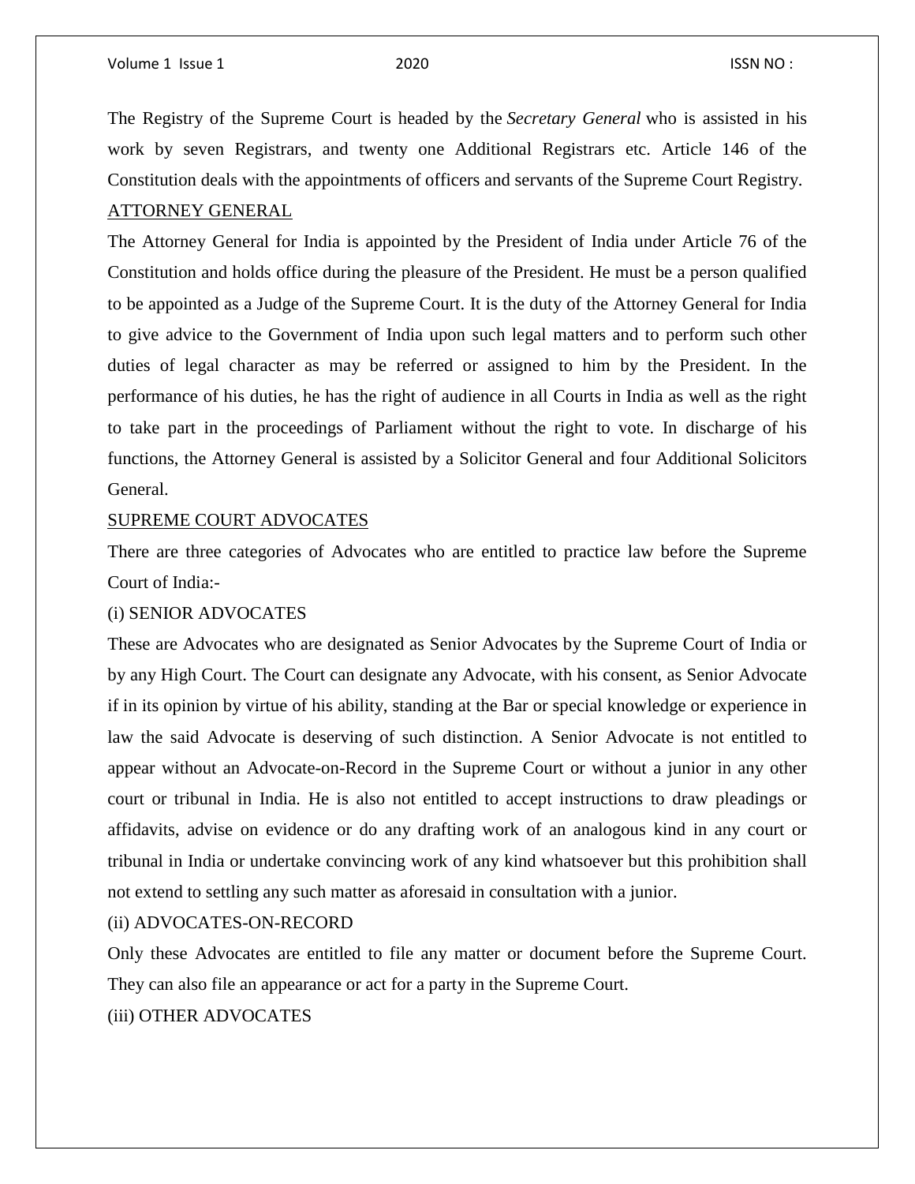The Registry of the Supreme Court is headed by the *Secretary General* who is assisted in his work by seven Registrars, and twenty one Additional Registrars etc. Article 146 of the Constitution deals with the appointments of officers and servants of the Supreme Court Registry.

ATTORNEY GENERAL

The Attorney General for India is appointed by the President of India under Article 76 of the Constitution and holds office during the pleasure of the President. He must be a person qualified to be appointed as a Judge of the Supreme Court. It is the duty of the Attorney General for India to give advice to the Government of India upon such legal matters and to perform such other duties of legal character as may be referred or assigned to him by the President. In the performance of his duties, he has the right of audience in all Courts in India as well as the right to take part in the proceedings of Parliament without the right to vote. In discharge of his functions, the Attorney General is assisted by a Solicitor General and four Additional Solicitors General.

SUPREME COURT ADVOCATES

There are three categories of Advocates who are entitled to practice law before the Supreme Court of India:-

(i) SENIOR ADVOCATES

These are Advocates who are designated as Senior Advocates by the Supreme Court of India or by any High Court. The Court can designate any Advocate, with his consent, as Senior Advocate if in its opinion by virtue of his ability, standing at the Bar or special knowledge or experience in law the said Advocate is deserving of such distinction. A Senior Advocate is not entitled to appear without an Advocate-on-Record in the Supreme Court or without a junior in any other court or tribunal in India. He is also not entitled to accept instructions to draw pleadings or affidavits, advise on evidence or do any drafting work of an analogous kind in any court or tribunal in India or undertake convincing work of any kind whatsoever but this prohibition shall not extend to settling any such matter as aforesaid in consultation with a junior.

(ii) ADVOCATES-ON-RECORD

Only these Advocates are entitled to file any matter or document before the Supreme Court. They can also file an appearance or act for a party in the Supreme Court.

(iii) OTHER ADVOCATES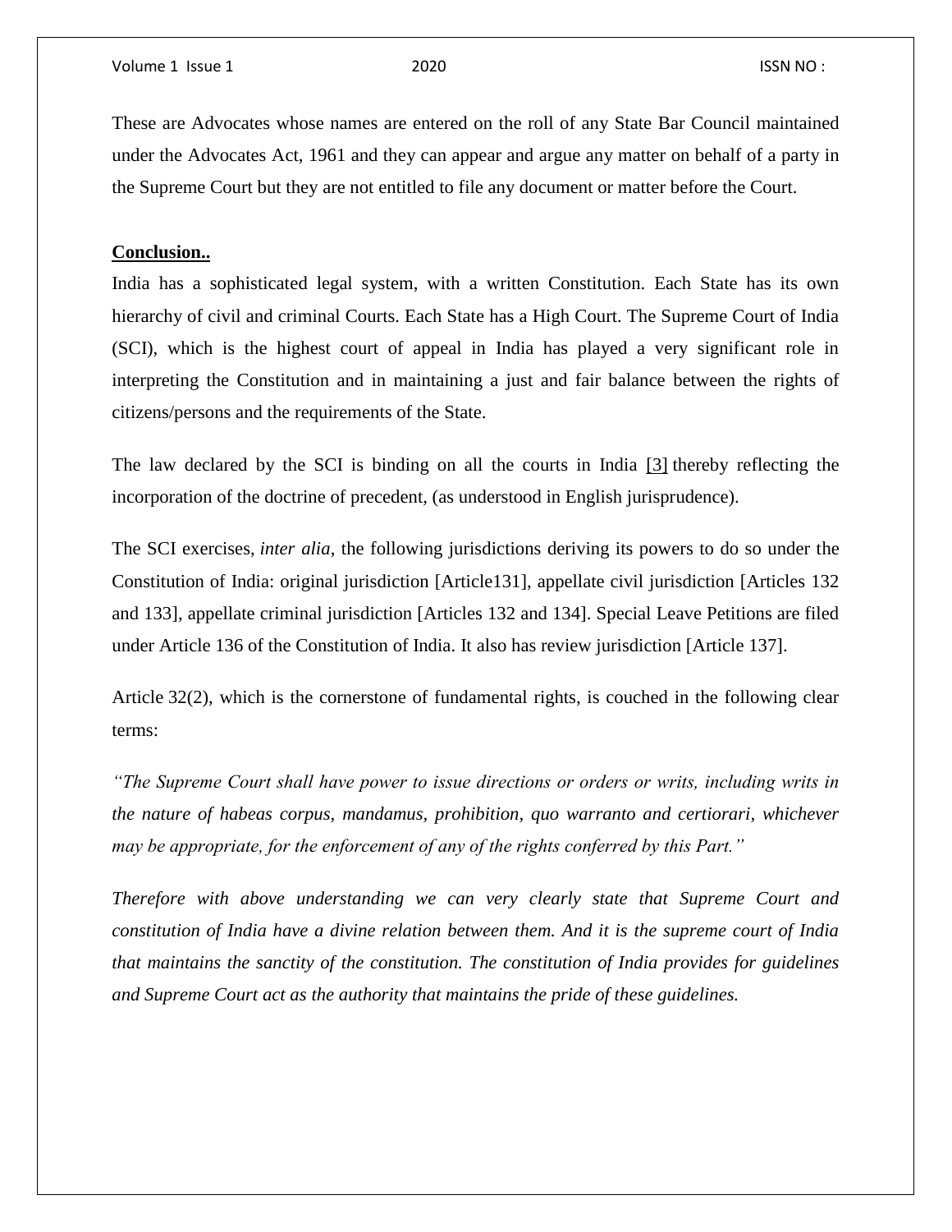These are Advocates whose names are entered on the roll of any State Bar Council maintained under the Advocates Act, 1961 and they can appear and argue any matter on behalf of a party in the Supreme Court but they are not entitled to file any document or matter before the Court.

**Conclusion..**

India has a sophisticated legal system, with a written Constitution. Each State has its own hierarchy of civil and criminal Courts. Each State has a High Court. The Supreme Court of India (SCI), which is the highest court of appeal in India has played a very significant role in interpreting the Constitution and in maintaining a just and fair balance between the rights of citizens/persons and the requirements of the State.

The law declared by the SCI is binding on all the courts in India [3] thereby reflecting the incorporation of the doctrine of precedent, (as understood in English jurisprudence).

The SCI exercises, *inter alia*, the following jurisdictions deriving its powers to do so under the Constitution of India: original jurisdiction [Article131], appellate civil jurisdiction [Articles 132 and 133], appellate criminal jurisdiction [Articles 132 and 134]. Special Leave Petitions are filed under Article 136 of the Constitution of India. It also has review jurisdiction [Article 137].

Article 32(2), which is the cornerstone of fundamental rights, is couched in the following clear terms:

*"The Supreme Court shall have power to issue directions or orders or writs, including writs in the nature of habeas corpus, mandamus, prohibition, quo warranto and certiorari, whichever may be appropriate, for the enforcement of any of the rights conferred by this Part."*

*Therefore with above understanding we can very clearly state that Supreme Court and constitution of India have a divine relation between them. And it is the supreme court of India that maintains the sanctity of the constitution. The constitution of India provides for guidelines and Supreme Court act as the authority that maintains the pride of these guidelines.*